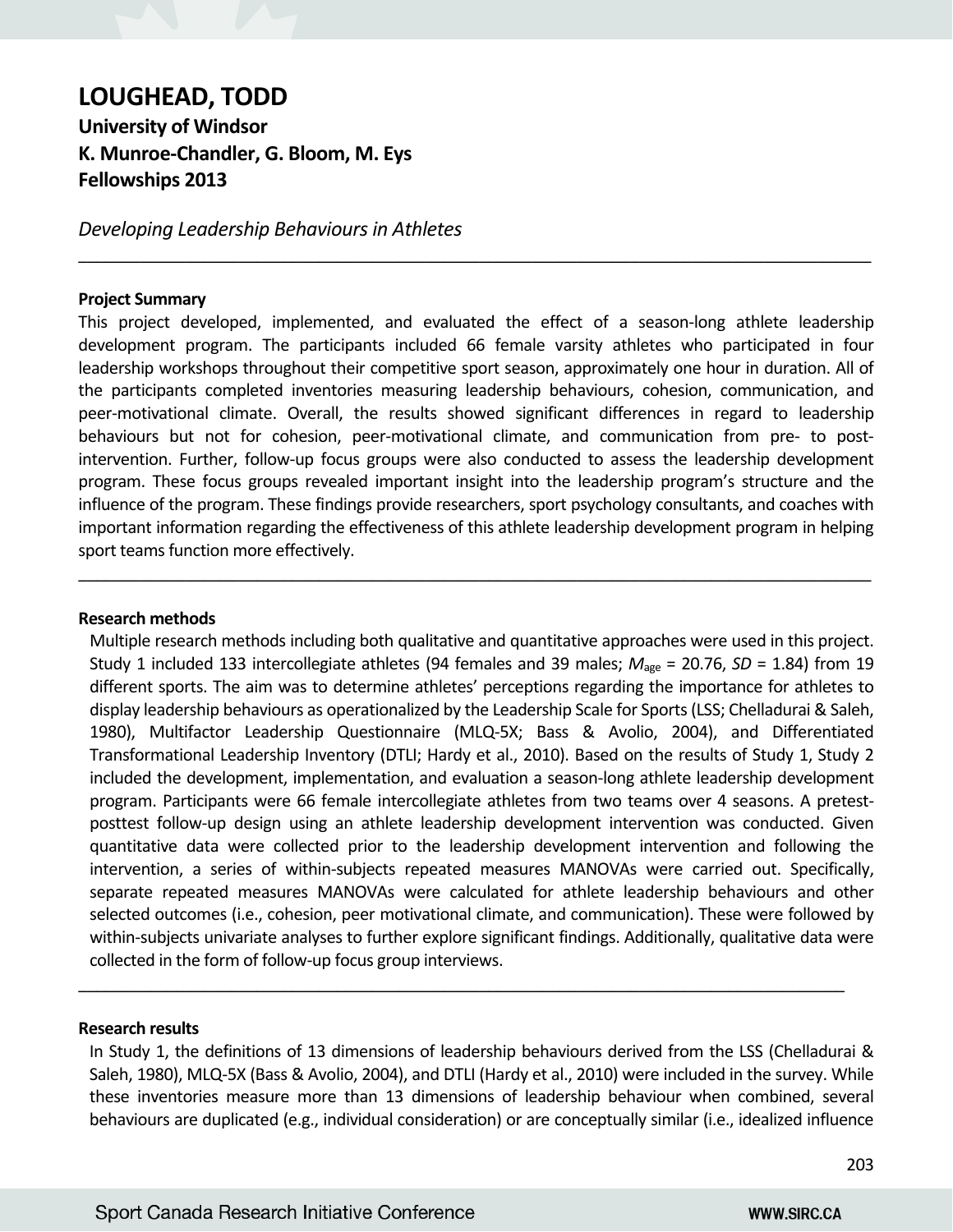# LOUGHEAD, TODD

**University of Windsor**
**K. Munroe-Chandler, G. Bloom, M. Eys**
**Fellowships 2013**

*Developing Leadership Behaviours in Athletes*

---

**Project Summary**

This project developed, implemented, and evaluated the effect of a season-long athlete leadership development program. The participants included 66 female varsity athletes who participated in four leadership workshops throughout their competitive sport season, approximately one hour in duration. All of the participants completed inventories measuring leadership behaviours, cohesion, communication, and peer-motivational climate. Overall, the results showed significant differences in regard to leadership behaviours but not for cohesion, peer-motivational climate, and communication from pre- to post-intervention. Further, follow-up focus groups were also conducted to assess the leadership development program. These focus groups revealed important insight into the leadership program's structure and the influence of the program. These findings provide researchers, sport psychology consultants, and coaches with important information regarding the effectiveness of this athlete leadership development program in helping sport teams function more effectively.

---

**Research methods**

Multiple research methods including both qualitative and quantitative approaches were used in this project. Study 1 included 133 intercollegiate athletes (94 females and 39 males; $M_{age}$ = 20.76, $SD$ = 1.84) from 19 different sports. The aim was to determine athletes' perceptions regarding the importance for athletes to display leadership behaviours as operationalized by the Leadership Scale for Sports (LSS; Chelladurai & Saleh, 1980), Multifactor Leadership Questionnaire (MLQ-5X; Bass & Avolio, 2004), and Differentiated Transformational Leadership Inventory (DTLI; Hardy et al., 2010). Based on the results of Study 1, Study 2 included the development, implementation, and evaluation a season-long athlete leadership development program. Participants were 66 female intercollegiate athletes from two teams over 4 seasons. A pretest-posttest follow-up design using an athlete leadership development intervention was conducted. Given quantitative data were collected prior to the leadership development intervention and following the intervention, a series of within-subjects repeated measures MANOVAs were carried out. Specifically, separate repeated measures MANOVAs were calculated for athlete leadership behaviours and other selected outcomes (i.e., cohesion, peer motivational climate, and communication). These were followed by within-subjects univariate analyses to further explore significant findings. Additionally, qualitative data were collected in the form of follow-up focus group interviews.

---

**Research results**

In Study 1, the definitions of 13 dimensions of leadership behaviours derived from the LSS (Chelladurai & Saleh, 1980), MLQ-5X (Bass & Avolio, 2004), and DTLI (Hardy et al., 2010) were included in the survey. While these inventories measure more than 13 dimensions of leadership behaviour when combined, several behaviours are duplicated (e.g., individual consideration) or are conceptually similar (i.e., idealized influence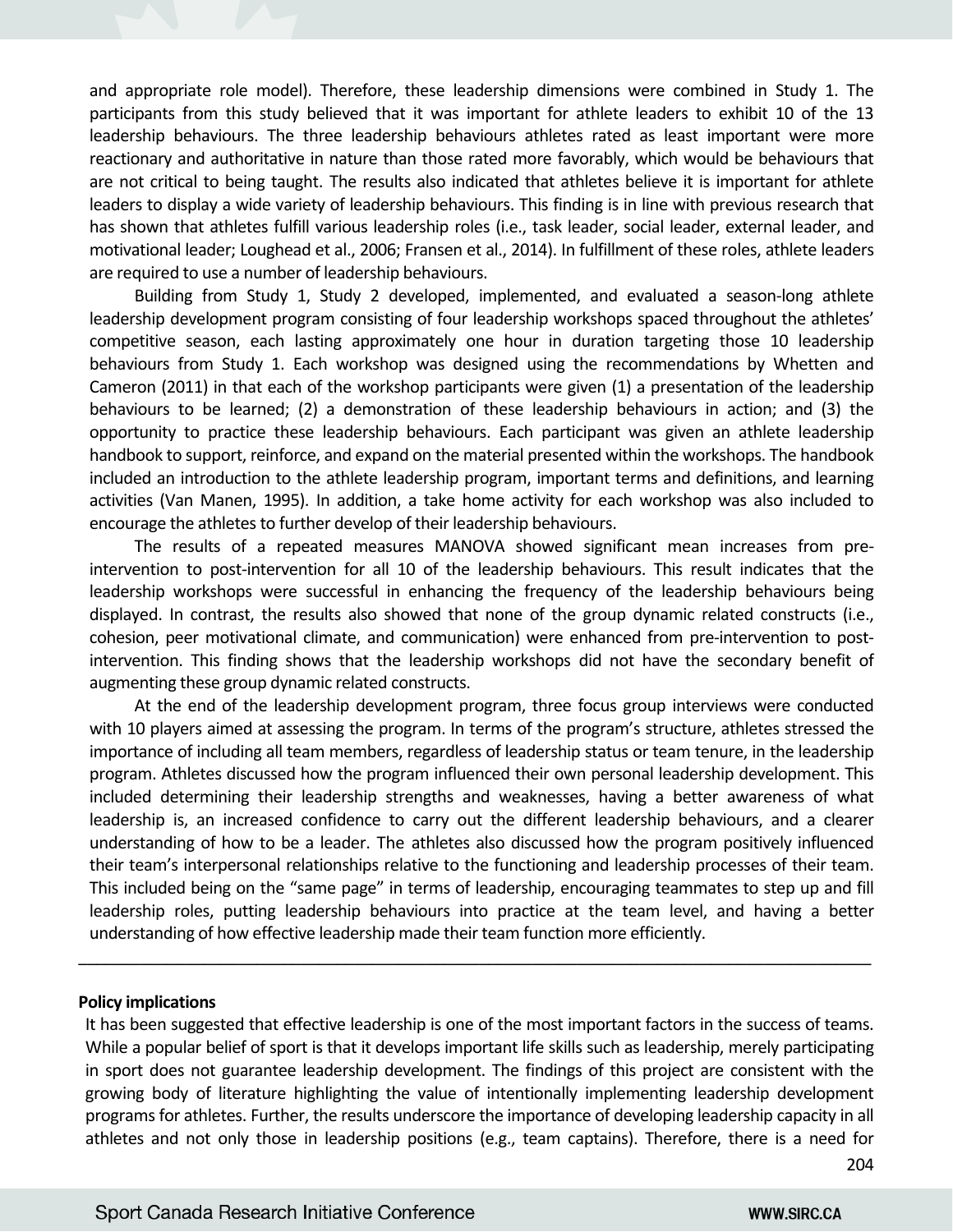and appropriate role model). Therefore, these leadership dimensions were combined in Study 1. The participants from this study believed that it was important for athlete leaders to exhibit 10 of the 13 leadership behaviours. The three leadership behaviours athletes rated as least important were more reactionary and authoritative in nature than those rated more favorably, which would be behaviours that are not critical to being taught. The results also indicated that athletes believe it is important for athlete leaders to display a wide variety of leadership behaviours. This finding is in line with previous research that has shown that athletes fulfill various leadership roles (i.e., task leader, social leader, external leader, and motivational leader; Loughead et al., 2006; Fransen et al., 2014). In fulfillment of these roles, athlete leaders are required to use a number of leadership behaviours.

Building from Study 1, Study 2 developed, implemented, and evaluated a season-long athlete leadership development program consisting of four leadership workshops spaced throughout the athletes' competitive season, each lasting approximately one hour in duration targeting those 10 leadership behaviours from Study 1. Each workshop was designed using the recommendations by Whetten and Cameron (2011) in that each of the workshop participants were given (1) a presentation of the leadership behaviours to be learned; (2) a demonstration of these leadership behaviours in action; and (3) the opportunity to practice these leadership behaviours. Each participant was given an athlete leadership handbook to support, reinforce, and expand on the material presented within the workshops. The handbook included an introduction to the athlete leadership program, important terms and definitions, and learning activities (Van Manen, 1995). In addition, a take home activity for each workshop was also included to encourage the athletes to further develop of their leadership behaviours.

The results of a repeated measures MANOVA showed significant mean increases from pre-intervention to post-intervention for all 10 of the leadership behaviours. This result indicates that the leadership workshops were successful in enhancing the frequency of the leadership behaviours being displayed. In contrast, the results also showed that none of the group dynamic related constructs (i.e., cohesion, peer motivational climate, and communication) were enhanced from pre-intervention to post-intervention. This finding shows that the leadership workshops did not have the secondary benefit of augmenting these group dynamic related constructs.

At the end of the leadership development program, three focus group interviews were conducted with 10 players aimed at assessing the program. In terms of the program's structure, athletes stressed the importance of including all team members, regardless of leadership status or team tenure, in the leadership program. Athletes discussed how the program influenced their own personal leadership development. This included determining their leadership strengths and weaknesses, having a better awareness of what leadership is, an increased confidence to carry out the different leadership behaviours, and a clearer understanding of how to be a leader. The athletes also discussed how the program positively influenced their team's interpersonal relationships relative to the functioning and leadership processes of their team. This included being on the "same page" in terms of leadership, encouraging teammates to step up and fill leadership roles, putting leadership behaviours into practice at the team level, and having a better understanding of how effective leadership made their team function more efficiently.

---

**Policy implications**

It has been suggested that effective leadership is one of the most important factors in the success of teams. While a popular belief of sport is that it develops important life skills such as leadership, merely participating in sport does not guarantee leadership development. The findings of this project are consistent with the growing body of literature highlighting the value of intentionally implementing leadership development programs for athletes. Further, the results underscore the importance of developing leadership capacity in all athletes and not only those in leadership positions (e.g., team captains). Therefore, there is a need for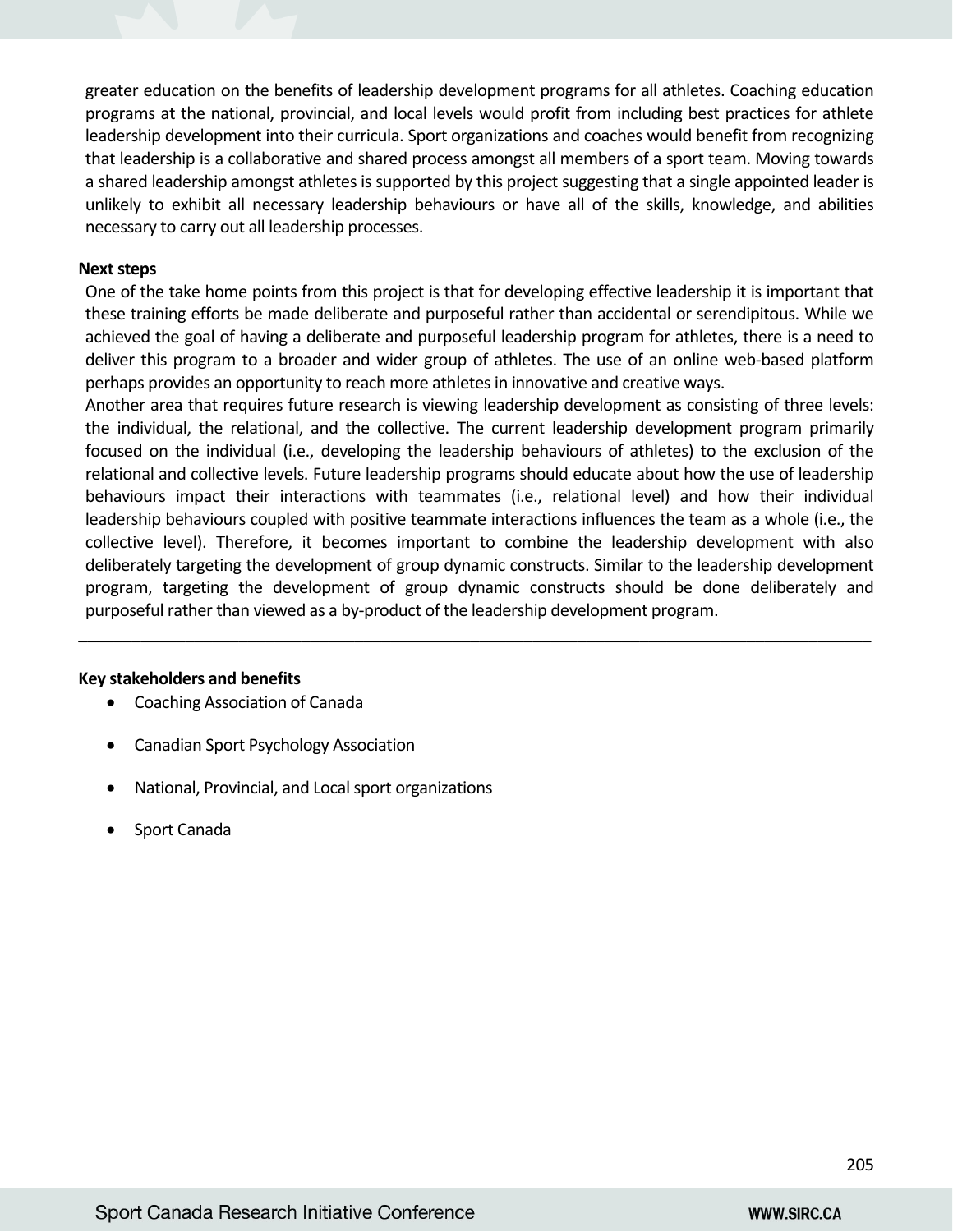greater education on the benefits of leadership development programs for all athletes. Coaching education programs at the national, provincial, and local levels would profit from including best practices for athlete leadership development into their curricula. Sport organizations and coaches would benefit from recognizing that leadership is a collaborative and shared process amongst all members of a sport team. Moving towards a shared leadership amongst athletes is supported by this project suggesting that a single appointed leader is unlikely to exhibit all necessary leadership behaviours or have all of the skills, knowledge, and abilities necessary to carry out all leadership processes.

**Next steps**

One of the take home points from this project is that for developing effective leadership it is important that these training efforts be made deliberate and purposeful rather than accidental or serendipitous. While we achieved the goal of having a deliberate and purposeful leadership program for athletes, there is a need to deliver this program to a broader and wider group of athletes. The use of an online web-based platform perhaps provides an opportunity to reach more athletes in innovative and creative ways.

Another area that requires future research is viewing leadership development as consisting of three levels: the individual, the relational, and the collective. The current leadership development program primarily focused on the individual (i.e., developing the leadership behaviours of athletes) to the exclusion of the relational and collective levels. Future leadership programs should educate about how the use of leadership behaviours impact their interactions with teammates (i.e., relational level) and how their individual leadership behaviours coupled with positive teammate interactions influences the team as a whole (i.e., the collective level). Therefore, it becomes important to combine the leadership development with also deliberately targeting the development of group dynamic constructs. Similar to the leadership development program, targeting the development of group dynamic constructs should be done deliberately and purposeful rather than viewed as a by-product of the leadership development program.

---

**Key stakeholders and benefits**

- Coaching Association of Canada
- Canadian Sport Psychology Association
- National, Provincial, and Local sport organizations
- Sport Canada